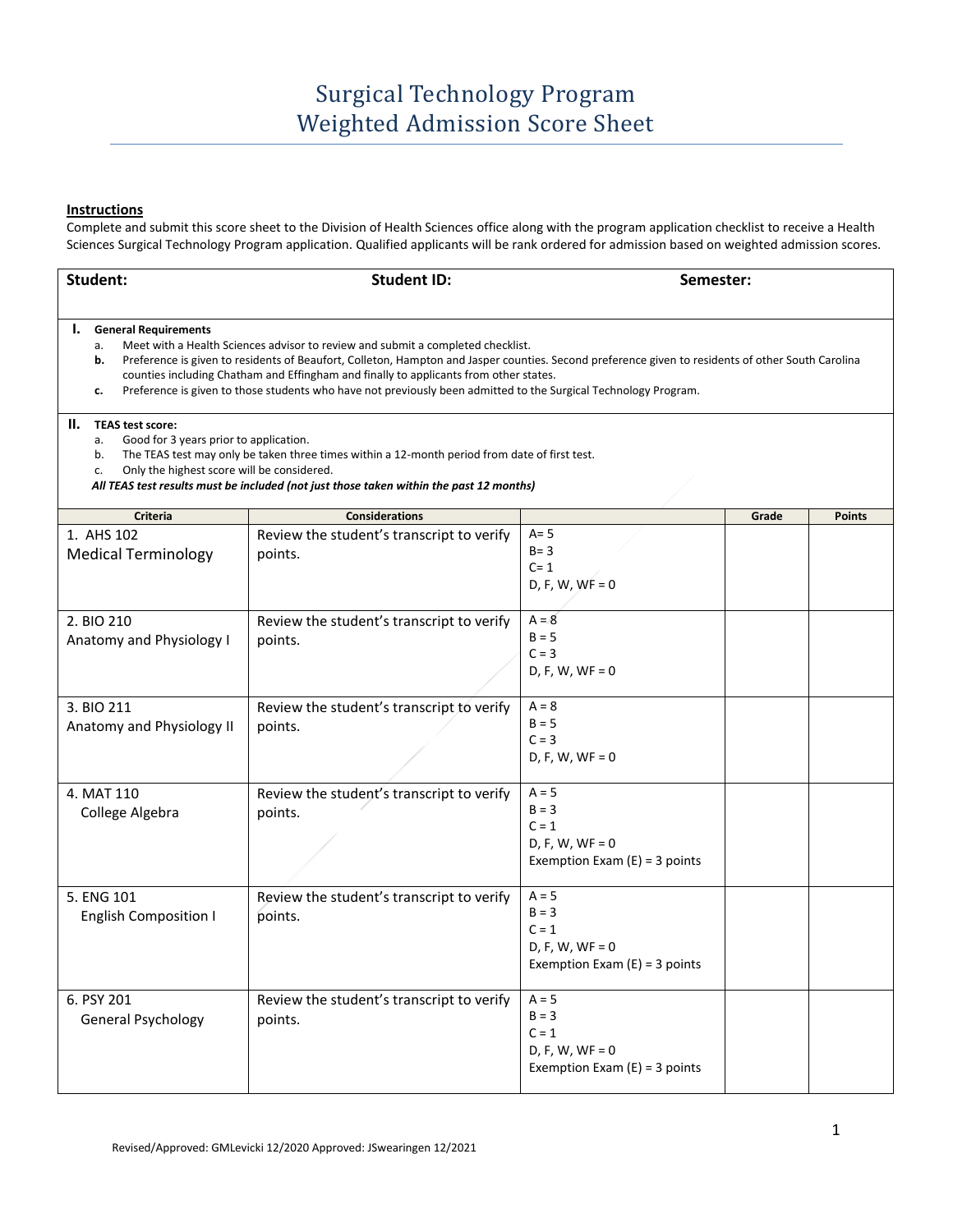# Surgical Technology Program
# Weighted Admission Score Sheet

**Instructions**

Complete and submit this score sheet to the Division of Health Sciences office along with the program application checklist to receive a Health Sciences Surgical Technology Program application. Qualified applicants will be rank ordered for admission based on weighted admission scores.

**Student:** **Student ID:** **Semester:**

**I. General Requirements**

a. Meet with a Health Sciences advisor to review and submit a completed checklist.
b. Preference is given to residents of Beaufort, Colleton, Hampton and Jasper counties. Second preference given to residents of other South Carolina counties including Chatham and Effingham and finally to applicants from other states.
c. Preference is given to those students who have not previously been admitted to the Surgical Technology Program.

**II. TEAS test score:**

a. Good for 3 years prior to application.
b. The TEAS test may only be taken three times within a 12-month period from date of first test.
c. Only the highest score will be considered.

***All TEAS test results must be included (not just those taken within the past 12 months)***

| Criteria | Considerations | | Grade | Points |
|---|---|---|---|---|
| 1. AHS 102 Medical Terminology | Review the student's transcript to verify points. | A= 5<br>B= 3<br>C= 1<br>D, F, W, WF = 0 | | |
| 2. BIO 210 Anatomy and Physiology I | Review the student's transcript to verify points. | A = 8<br>B = 5<br>C = 3<br>D, F, W, WF = 0 | | |
| 3. BIO 211 Anatomy and Physiology II | Review the student's transcript to verify points. | A = 8<br>B = 5<br>C = 3<br>D, F, W, WF = 0 | | |
| 4. MAT 110 College Algebra | Review the student's transcript to verify points. | A = 5<br>B = 3<br>C = 1<br>D, F, W, WF = 0<br>Exemption Exam (E) = 3 points | | |
| 5. ENG 101 English Composition I | Review the student's transcript to verify points. | A = 5<br>B = 3<br>C = 1<br>D, F, W, WF = 0<br>Exemption Exam (E) = 3 points | | |
| 6. PSY 201 General Psychology | Review the student's transcript to verify points. | A = 5<br>B = 3<br>C = 1<br>D, F, W, WF = 0<br>Exemption Exam (E) = 3 points | | |

Revised/Approved: GMLevicki 12/2020 Approved: JSwearingen 12/2021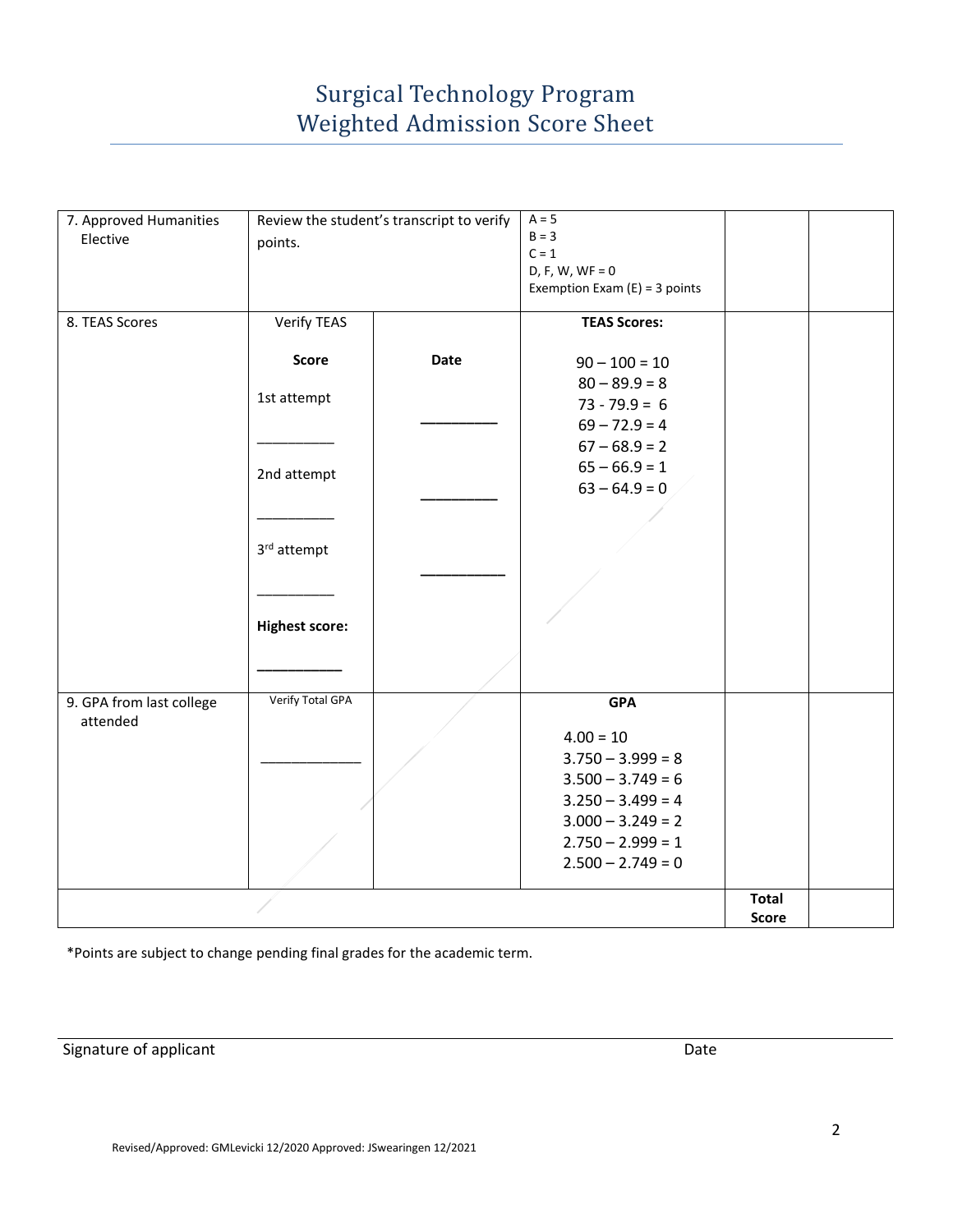# Surgical Technology Program
# Weighted Admission Score Sheet

| | | | | | |
|---|---|---|---|---|---|
| 7. Approved Humanities Elective | Review the student's transcript to verify points. | | A = 5<br>B = 3<br>C = 1<br>D, F, W, WF = 0<br>Exemption Exam (E) = 3 points | | |
| 8. TEAS Scores | Verify TEAS<br><br>**Score**<br><br>1st attempt<br><br>__________<br><br>2nd attempt<br><br>__________<br><br>3rd attempt<br><br>__________<br><br>**Highest score:**<br><br>___________ | **Date**<br><br>__________<br><br>__________<br><br>___________ | **TEAS Scores:**<br><br>90 – 100 = 10<br>80 – 89.9 = 8<br>73 - 79.9 = 6<br>69 – 72.9 = 4<br>67 – 68.9 = 2<br>65 – 66.9 = 1<br>63 – 64.9 = 0 | | |
| 9. GPA from last college attended | Verify Total GPA<br><br>_____________ | | **GPA**<br><br>4.00 = 10<br>3.750 – 3.999 = 8<br>3.500 – 3.749 = 6<br>3.250 – 3.499 = 4<br>3.000 – 3.249 = 2<br>2.750 – 2.999 = 1<br>2.500 – 2.749 = 0 | | |
| | | | | **Total Score** | |

*Points are subject to change pending final grades for the academic term.

Signature of applicant Date

Revised/Approved: GMLevicki 12/2020 Approved: JSwearingen 12/2021